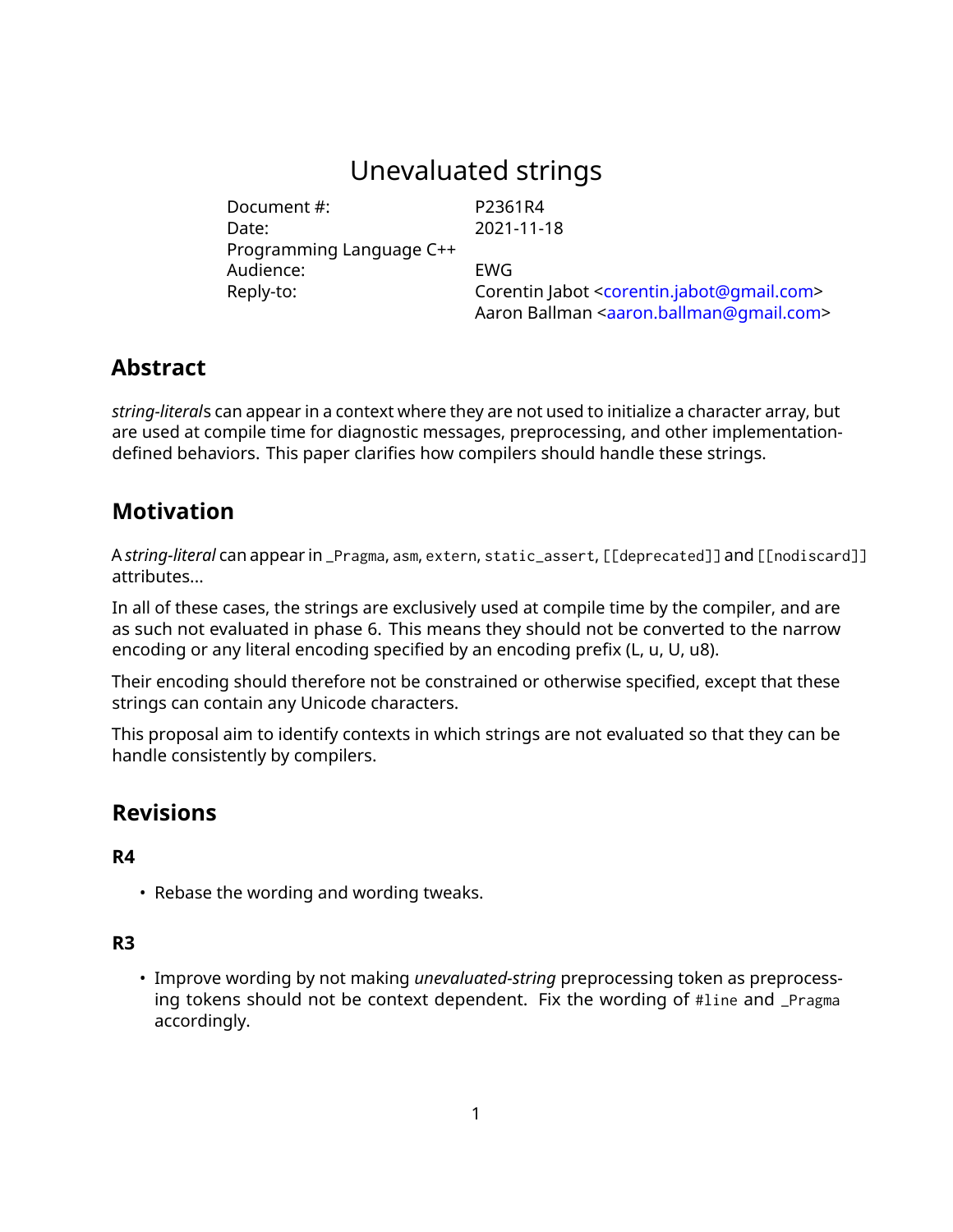# Unevaluated strings

| | |
|---|---|
| Document #: | P2361R4 |
| Date: | 2021-11-18 |
| Programming Language C++ | |
| Audience: | EWG |
| Reply-to: | Corentin Jabot <corentin.jabot@gmail.com> |
| | Aaron Ballman <aaron.ballman@gmail.com> |

## Abstract

*string-literal*s can appear in a context where they are not used to initialize a character array, but are used at compile time for diagnostic messages, preprocessing, and other implementation-defined behaviors. This paper clarifies how compilers should handle these strings.

## Motivation

A *string-literal* can appear in `_Pragma`, `asm`, `extern`, `static_assert`, `[[deprecated]]` and `[[nodiscard]]` attributes...

In all of these cases, the strings are exclusively used at compile time by the compiler, and are as such not evaluated in phase 6. This means they should not be converted to the narrow encoding or any literal encoding specified by an encoding prefix (L, u, U, u8).

Their encoding should therefore not be constrained or otherwise specified, except that these strings can contain any Unicode characters.

This proposal aim to identify contexts in which strings are not evaluated so that they can be handle consistently by compilers.

## Revisions

### R4

- Rebase the wording and wording tweaks.

### R3

- Improve wording by not making *unevaluated-string* preprocessing token as preprocessing tokens should not be context dependent. Fix the wording of `#line` and `_Pragma` accordingly.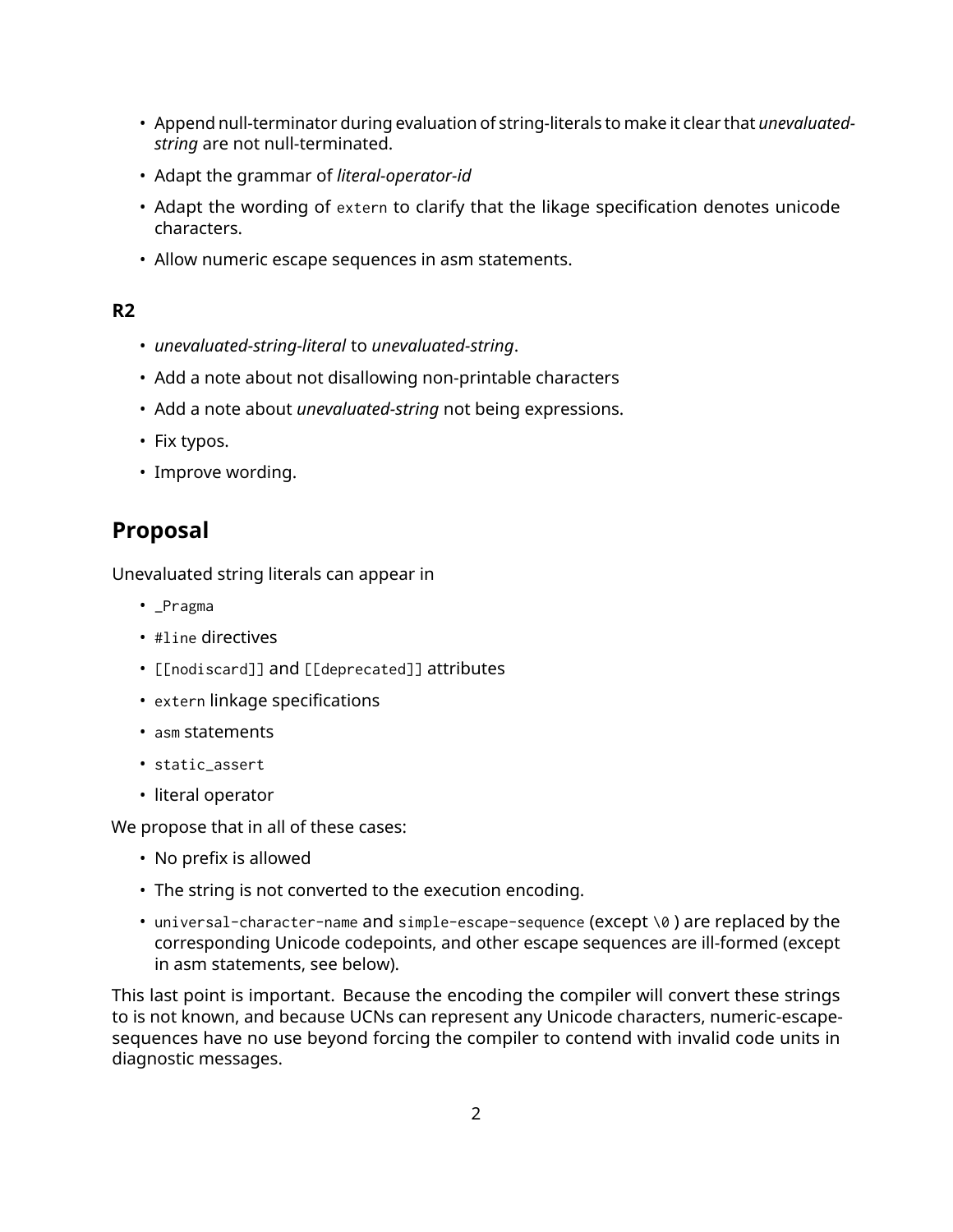- Append null-terminator during evaluation of string-literals to make it clear that *unevaluated-string* are not null-terminated.
- Adapt the grammar of *literal-operator-id*
- Adapt the wording of `extern` to clarify that the likage specification denotes unicode characters.
- Allow numeric escape sequences in asm statements.

**R2**

- *unevaluated-string-literal* to *unevaluated-string*.
- Add a note about not disallowing non-printable characters
- Add a note about *unevaluated-string* not being expressions.
- Fix typos.
- Improve wording.

## Proposal

Unevaluated string literals can appear in

- `_Pragma`
- `#line` directives
- `[[nodiscard]]` and `[[deprecated]]` attributes
- `extern` linkage specifications
- `asm` statements
- `static_assert`
- literal operator

We propose that in all of these cases:

- No prefix is allowed
- The string is not converted to the execution encoding.
- `universal-character-name` and `simple-escape-sequence` (except `\0` ) are replaced by the corresponding Unicode codepoints, and other escape sequences are ill-formed (except in asm statements, see below).

This last point is important. Because the encoding the compiler will convert these strings to is not known, and because UCNs can represent any Unicode characters, numeric-escape-sequences have no use beyond forcing the compiler to contend with invalid code units in diagnostic messages.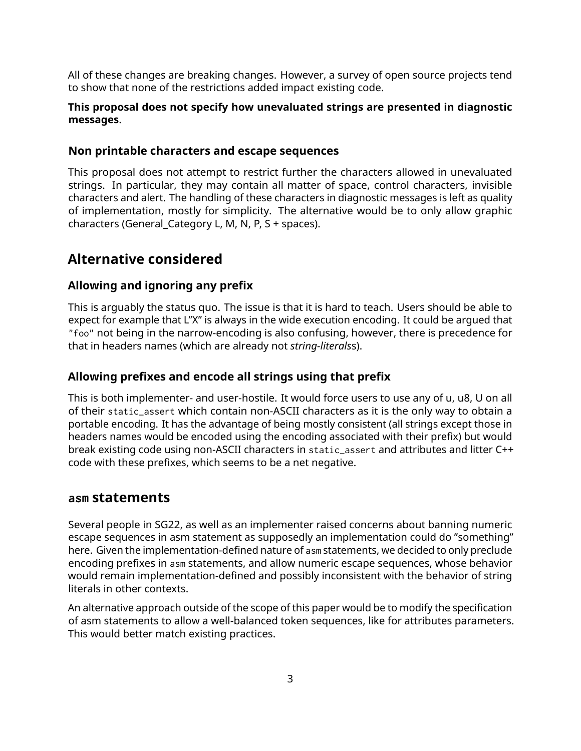All of these changes are breaking changes. However, a survey of open source projects tend to show that none of the restrictions added impact existing code.

**This proposal does not specify how unevaluated strings are presented in diagnostic messages**.

### Non printable characters and escape sequences

This proposal does not attempt to restrict further the characters allowed in unevaluated strings. In particular, they may contain all matter of space, control characters, invisible characters and alert. The handling of these characters in diagnostic messages is left as quality of implementation, mostly for simplicity. The alternative would be to only allow graphic characters (General_Category L, M, N, P, S + spaces).

## Alternative considered

### Allowing and ignoring any prefix

This is arguably the status quo. The issue is that it is hard to teach. Users should be able to expect for example that L"X" is always in the wide execution encoding. It could be argued that `"foo"` not being in the narrow-encoding is also confusing, however, there is precedence for that in headers names (which are already not *string-literals*s).

### Allowing prefixes and encode all strings using that prefix

This is both implementer- and user-hostile. It would force users to use any of u, u8, U on all of their `static_assert` which contain non-ASCII characters as it is the only way to obtain a portable encoding. It has the advantage of being mostly consistent (all strings except those in headers names would be encoded using the encoding associated with their prefix) but would break existing code using non-ASCII characters in `static_assert` and attributes and litter C++ code with these prefixes, which seems to be a net negative.

## `asm` statements

Several people in SG22, as well as an implementer raised concerns about banning numeric escape sequences in asm statement as supposedly an implementation could do "something" here. Given the implementation-defined nature of `asm` statements, we decided to only preclude encoding prefixes in `asm` statements, and allow numeric escape sequences, whose behavior would remain implementation-defined and possibly inconsistent with the behavior of string literals in other contexts.

An alternative approach outside of the scope of this paper would be to modify the specification of asm statements to allow a well-balanced token sequences, like for attributes parameters. This would better match existing practices.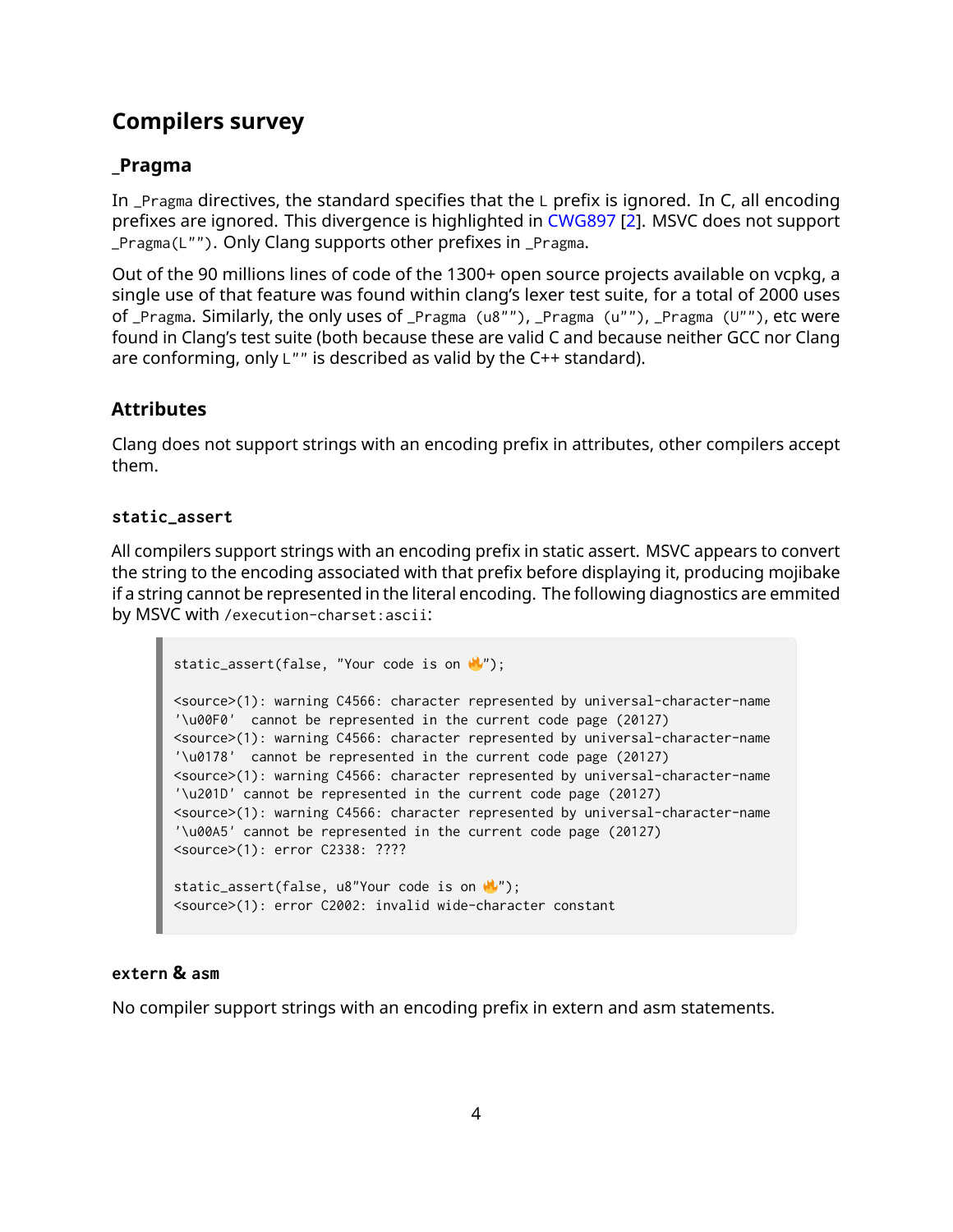## Compilers survey

### _Pragma

In `_Pragma` directives, the standard specifies that the `L` prefix is ignored. In C, all encoding prefixes are ignored. This divergence is highlighted in CWG897 [2]. MSVC does not support `_Pragma(L"")`. Only Clang supports other prefixes in `_Pragma`.

Out of the 90 millions lines of code of the 1300+ open source projects available on vcpkg, a single use of that feature was found within clang's lexer test suite, for a total of 2000 uses of `_Pragma`. Similarly, the only uses of `_Pragma (u8"")`, `_Pragma (u"")`, `_Pragma (U"")`, etc were found in Clang's test suite (both because these are valid C and because neither GCC nor Clang are conforming, only `L""` is described as valid by the C++ standard).

### Attributes

Clang does not support strings with an encoding prefix in attributes, other compilers accept them.

#### `static_assert`

All compilers support strings with an encoding prefix in static assert. MSVC appears to convert the string to the encoding associated with that prefix before displaying it, producing mojibake if a string cannot be represented in the literal encoding. The following diagnostics are emmited by MSVC with `/execution-charset:ascii`:

```
static_assert(false, "Your code is on 🔥");

<source>(1): warning C4566: character represented by universal-character-name
'\u00F0'  cannot be represented in the current code page (20127)
<source>(1): warning C4566: character represented by universal-character-name
'\u0178'  cannot be represented in the current code page (20127)
<source>(1): warning C4566: character represented by universal-character-name
'\u201D' cannot be represented in the current code page (20127)
<source>(1): warning C4566: character represented by universal-character-name
'\u00A5' cannot be represented in the current code page (20127)
<source>(1): error C2338: ????

static_assert(false, u8"Your code is on 🔥");
<source>(1): error C2002: invalid wide-character constant
```

#### `extern` & `asm`

No compiler support strings with an encoding prefix in extern and asm statements.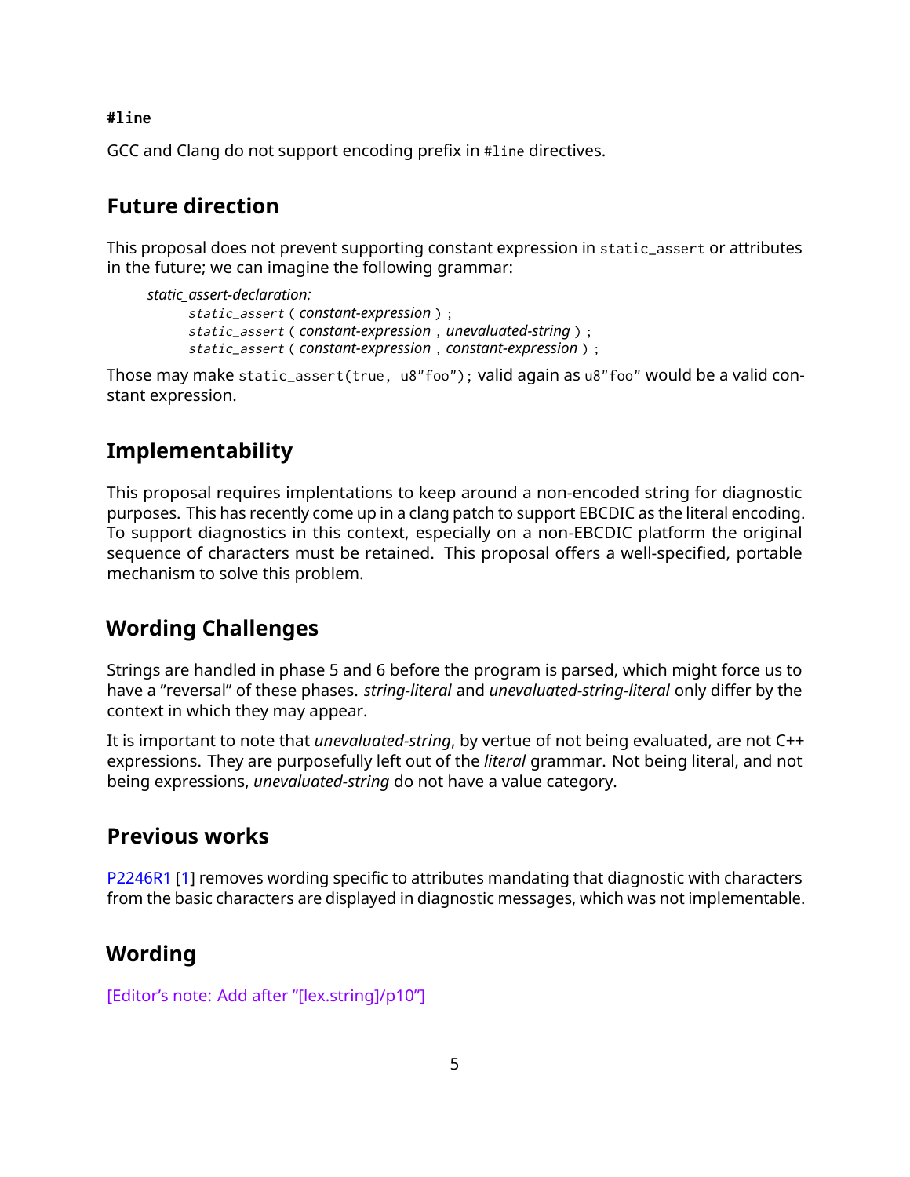#### `#line`

GCC and Clang do not support encoding prefix in `#line` directives.

## Future direction

This proposal does not prevent supporting constant expression in `static_assert` or attributes in the future; we can imagine the following grammar:

> *static_assert-declaration:*
> > `static_assert` ( *constant-expression* ) ;
> > `static_assert` ( *constant-expression* , *unevaluated-string* ) ;
> > `static_assert` ( *constant-expression* , *constant-expression* ) ;

Those may make `static_assert(true, u8"foo");` valid again as `u8"foo"` would be a valid constant expression.

## Implementability

This proposal requires implentations to keep around a non-encoded string for diagnostic purposes. This has recently come up in a clang patch to support EBCDIC as the literal encoding. To support diagnostics in this context, especially on a non-EBCDIC platform the original sequence of characters must be retained. This proposal offers a well-specified, portable mechanism to solve this problem.

## Wording Challenges

Strings are handled in phase 5 and 6 before the program is parsed, which might force us to have a "reversal" of these phases. *string-literal* and *unevaluated-string-literal* only differ by the context in which they may appear.

It is important to note that *unevaluated-string*, by vertue of not being evaluated, are not C++ expressions. They are purposefully left out of the *literal* grammar. Not being literal, and not being expressions, *unevaluated-string* do not have a value category.

## Previous works

P2246R1 [1] removes wording specific to attributes mandating that diagnostic with characters from the basic characters are displayed in diagnostic messages, which was not implementable.

## Wording

[Editor's note: Add after "[lex.string]/p10"]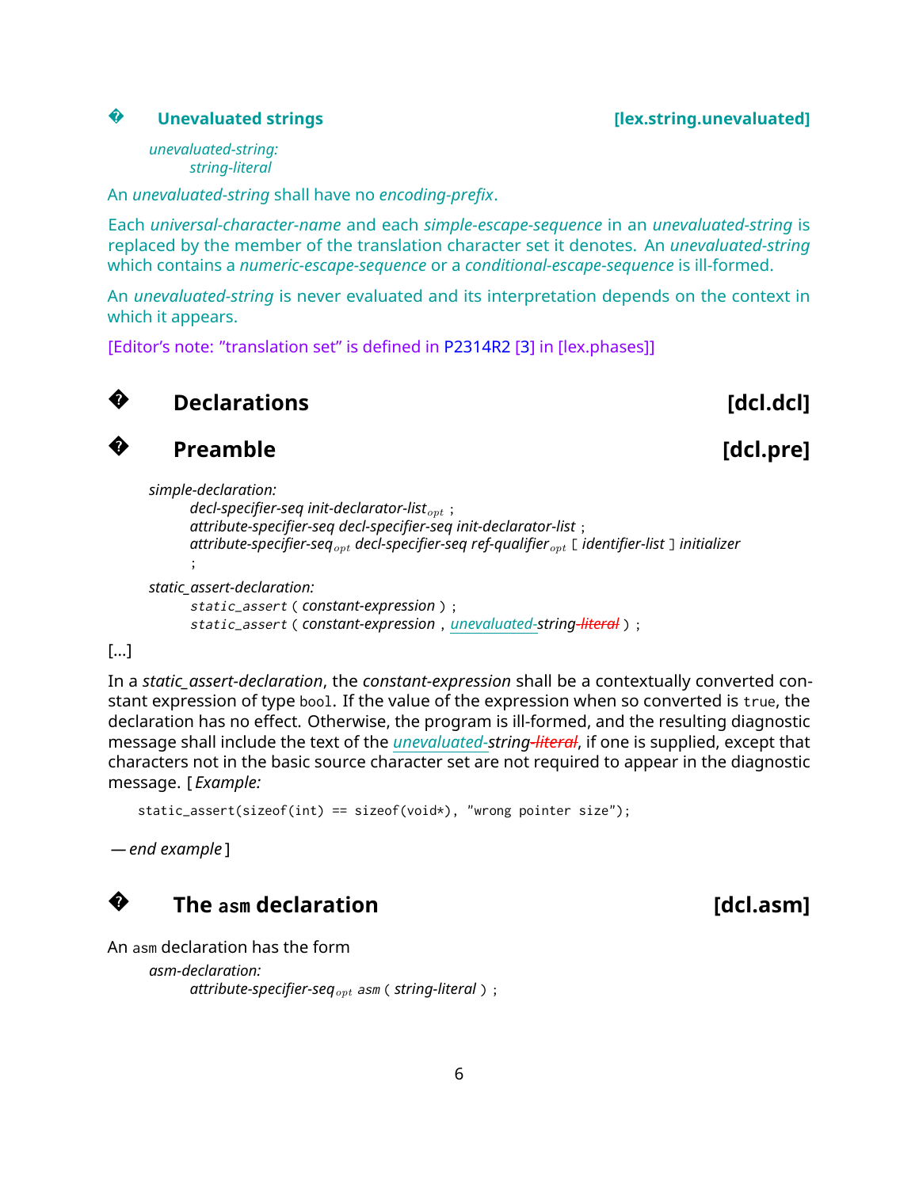### � Unevaluated strings [lex.string.unevaluated]

*unevaluated-string:*
  *string-literal*

An *unevaluated-string* shall have no *encoding-prefix*.

Each *universal-character-name* and each *simple-escape-sequence* in an *unevaluated-string* is replaced by the member of the translation character set it denotes. An *unevaluated-string* which contains a *numeric-escape-sequence* or a *conditional-escape-sequence* is ill-formed.

An *unevaluated-string* is never evaluated and its interpretation depends on the context in which it appears.

[Editor's note: "translation set" is defined in P2314R2 [3] in [lex.phases]]

## � Declarations [dcl.dcl]

## � Preamble [dcl.pre]

*simple-declaration:*
  *decl-specifier-seq init-declarator-list*$_{opt}$ `;`
  *attribute-specifier-seq decl-specifier-seq init-declarator-list* `;`
  *attribute-specifier-seq*$_{opt}$ *decl-specifier-seq ref-qualifier*$_{opt}$ `[` *identifier-list* `]` *initializer* `;`

*static_assert-declaration:*
  `static_assert` `(` *constant-expression* `)` `;`
  `static_assert` `(` *constant-expression* `,` *unevaluated-string* ~~*literal*~~ `)` `;`

[...]

In a *static_assert-declaration*, the *constant-expression* shall be a contextually converted constant expression of type `bool`. If the value of the expression when so converted is `true`, the declaration has no effect. Otherwise, the program is ill-formed, and the resulting diagnostic message shall include the text of the *unevaluated-string* ~~*literal*~~, if one is supplied, except that characters not in the basic source character set are not required to appear in the diagnostic message. [ *Example:*

```
static_assert(sizeof(int) == sizeof(void*), "wrong pointer size");
```

*— end example* ]

## � The `asm` declaration [dcl.asm]

An `asm` declaration has the form

*asm-declaration:*
  *attribute-specifier-seq*$_{opt}$ `asm` `(` *string-literal* `)` `;`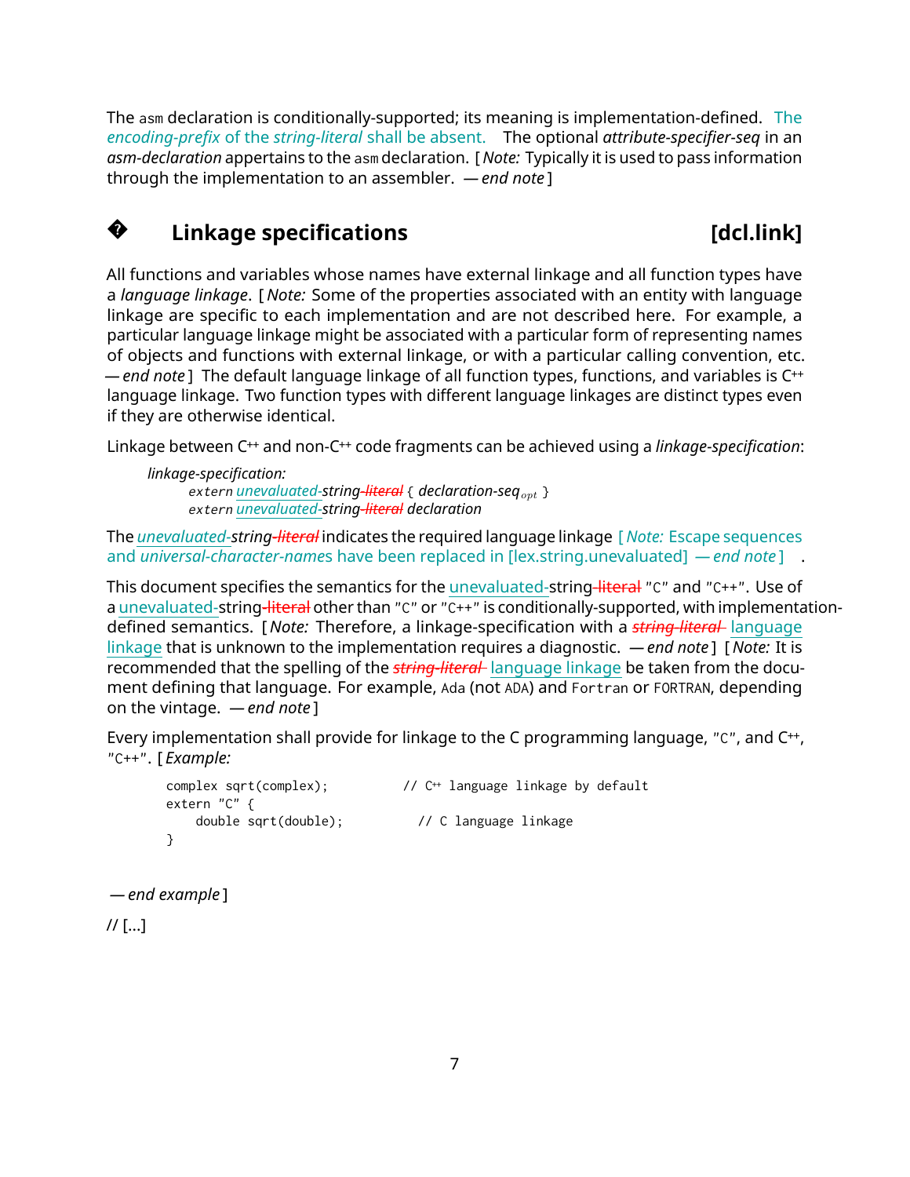The asm declaration is conditionally-supported; its meaning is implementation-defined. The *encoding-prefix* of the *string-literal* shall be absent. The optional *attribute-specifier-seq* in an *asm-declaration* appertains to the asm declaration. [ *Note:* Typically it is used to pass information through the implementation to an assembler. — *end note* ]

## ? Linkage specifications [dcl.link]

All functions and variables whose names have external linkage and all function types have a *language linkage*. [ *Note:* Some of the properties associated with an entity with language linkage are specific to each implementation and are not described here. For example, a particular language linkage might be associated with a particular form of representing names of objects and functions with external linkage, or with a particular calling convention, etc. — *end note* ] The default language linkage of all function types, functions, and variables is C++ language linkage. Two function types with different language linkages are distinct types even if they are otherwise identical.

Linkage between C++ and non-C++ code fragments can be achieved using a *linkage-specification*:

*linkage-specification:*
  extern *unevaluated-string* ~~*literal*~~ { *declaration-seq*$_{opt}$ }
  extern *unevaluated-string* ~~*literal*~~ *declaration*

The *unevaluated-string* ~~*literal*~~ indicates the required language linkage [ *Note:* Escape sequences and *universal-character-name*s have been replaced in [lex.string.unevaluated] — *end note* ] .

This document specifies the semantics for the unevaluated-string ~~literal~~ "C" and "C++". Use of a unevaluated-string ~~literal~~ other than "C" or "C++" is conditionally-supported, with implementation-defined semantics. [ *Note:* Therefore, a linkage-specification with a ~~*string-literal*~~ language linkage that is unknown to the implementation requires a diagnostic. — *end note* ] [ *Note:* It is recommended that the spelling of the ~~*string-literal*~~ language linkage be taken from the document defining that language. For example, Ada (not ADA) and Fortran or FORTRAN, depending on the vintage. — *end note* ]

Every implementation shall provide for linkage to the C programming language, "C", and C++, "C++". [ *Example:*

```
complex sqrt(complex);          // C++ language linkage by default
extern "C" {
    double sqrt(double);         // C language linkage
}
```

— *end example* ]

// [...]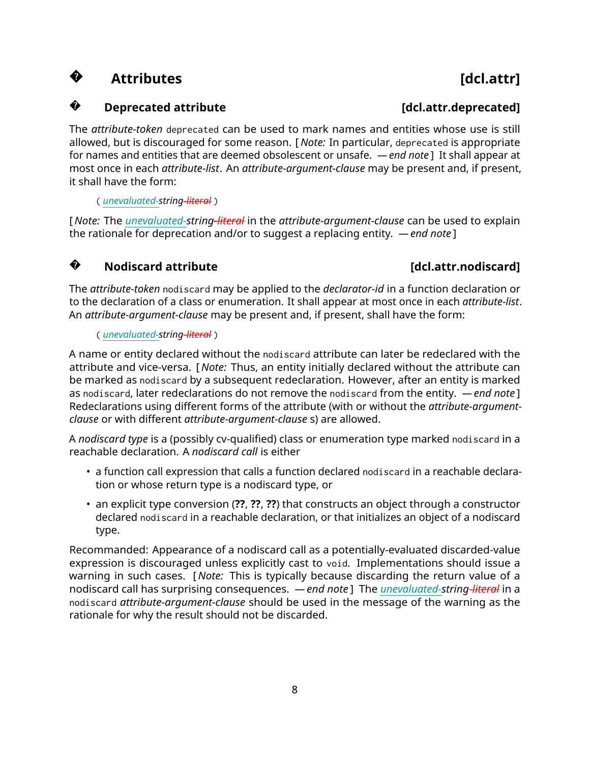# � Attributes [dcl.attr]

## � Deprecated attribute [dcl.attr.deprecated]

The *attribute-token* `deprecated` can be used to mark names and entities whose use is still allowed, but is discouraged for some reason. [ *Note:* In particular, `deprecated` is appropriate for names and entities that are deemed obsolescent or unsafe. — *end note* ] It shall appear at most once in each *attribute-list*. An *attribute-argument-clause* may be present and, if present, it shall have the form:

( *unevaluated-string* ~~*literal*~~ )

[ *Note:* The *unevaluated-string* ~~*literal*~~ in the *attribute-argument-clause* can be used to explain the rationale for deprecation and/or to suggest a replacing entity. — *end note* ]

## � Nodiscard attribute [dcl.attr.nodiscard]

The *attribute-token* `nodiscard` may be applied to the *declarator-id* in a function declaration or to the declaration of a class or enumeration. It shall appear at most once in each *attribute-list*. An *attribute-argument-clause* may be present and, if present, shall have the form:

( *unevaluated-string* ~~*literal*~~ )

A name or entity declared without the `nodiscard` attribute can later be redeclared with the attribute and vice-versa. [ *Note:* Thus, an entity initially declared without the attribute can be marked as `nodiscard` by a subsequent redeclaration. However, after an entity is marked as `nodiscard`, later redeclarations do not remove the `nodiscard` from the entity. — *end note* ] Redeclarations using different forms of the attribute (with or without the *attribute-argument-clause* or with different *attribute-argument-clause* s) are allowed.

A *nodiscard type* is a (possibly cv-qualified) class or enumeration type marked `nodiscard` in a reachable declaration. A *nodiscard call* is either

- a function call expression that calls a function declared `nodiscard` in a reachable declaration or whose return type is a nodiscard type, or
- an explicit type conversion (**??**, **??**, **??**) that constructs an object through a constructor declared `nodiscard` in a reachable declaration, or that initializes an object of a nodiscard type.

Recommanded: Appearance of a nodiscard call as a potentially-evaluated discarded-value expression is discouraged unless explicitly cast to `void`. Implementations should issue a warning in such cases. [ *Note:* This is typically because discarding the return value of a nodiscard call has surprising consequences. — *end note* ] The *unevaluated-string* ~~*literal*~~ in a `nodiscard` *attribute-argument-clause* should be used in the message of the warning as the rationale for why the result should not be discarded.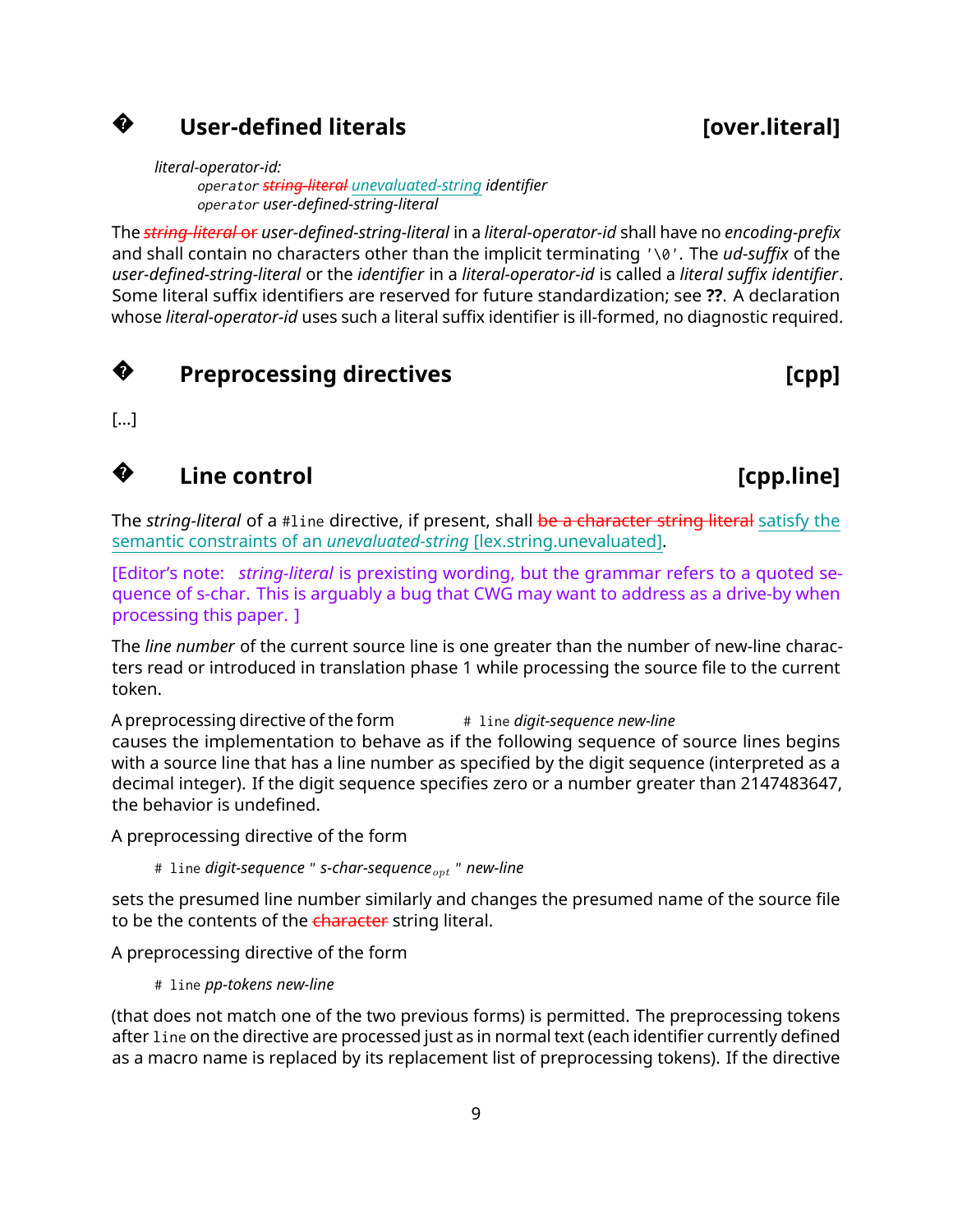## � User-defined literals [over.literal]

*literal-operator-id:*
  `operator` ~~*string-literal*~~ *unevaluated-string* *identifier*
  `operator` *user-defined-string-literal*

The ~~*string-literal* or~~ *user-defined-string-literal* in a *literal-operator-id* shall have no *encoding-prefix* and shall contain no characters other than the implicit terminating `'\0'`. The *ud-suffix* of the *user-defined-string-literal* or the *identifier* in a *literal-operator-id* is called a *literal suffix identifier*. Some literal suffix identifiers are reserved for future standardization; see **??**. A declaration whose *literal-operator-id* uses such a literal suffix identifier is ill-formed, no diagnostic required.

## � Preprocessing directives [cpp]

[...]

## � Line control [cpp.line]

The *string-literal* of a `#line` directive, if present, shall ~~be a character string literal~~ satisfy the semantic constraints of an *unevaluated-string* [lex.string.unevaluated].

[Editor's note: *string-literal* is prexisting wording, but the grammar refers to a quoted sequence of s-char. This is arguably a bug that CWG may want to address as a drive-by when processing this paper. ]

The *line number* of the current source line is one greater than the number of new-line characters read or introduced in translation phase 1 while processing the source file to the current token.

A preprocessing directive of the form `# line` *digit-sequence new-line*
causes the implementation to behave as if the following sequence of source lines begins with a source line that has a line number as specified by the digit sequence (interpreted as a decimal integer). If the digit sequence specifies zero or a number greater than 2147483647, the behavior is undefined.

A preprocessing directive of the form

  `# line` *digit-sequence* `"` $\textit{s-char-sequence}_{opt}$ `"` *new-line*

sets the presumed line number similarly and changes the presumed name of the source file to be the contents of the ~~character~~ string literal.

A preprocessing directive of the form

  `# line` *pp-tokens new-line*

(that does not match one of the two previous forms) is permitted. The preprocessing tokens after `line` on the directive are processed just as in normal text (each identifier currently defined as a macro name is replaced by its replacement list of preprocessing tokens). If the directive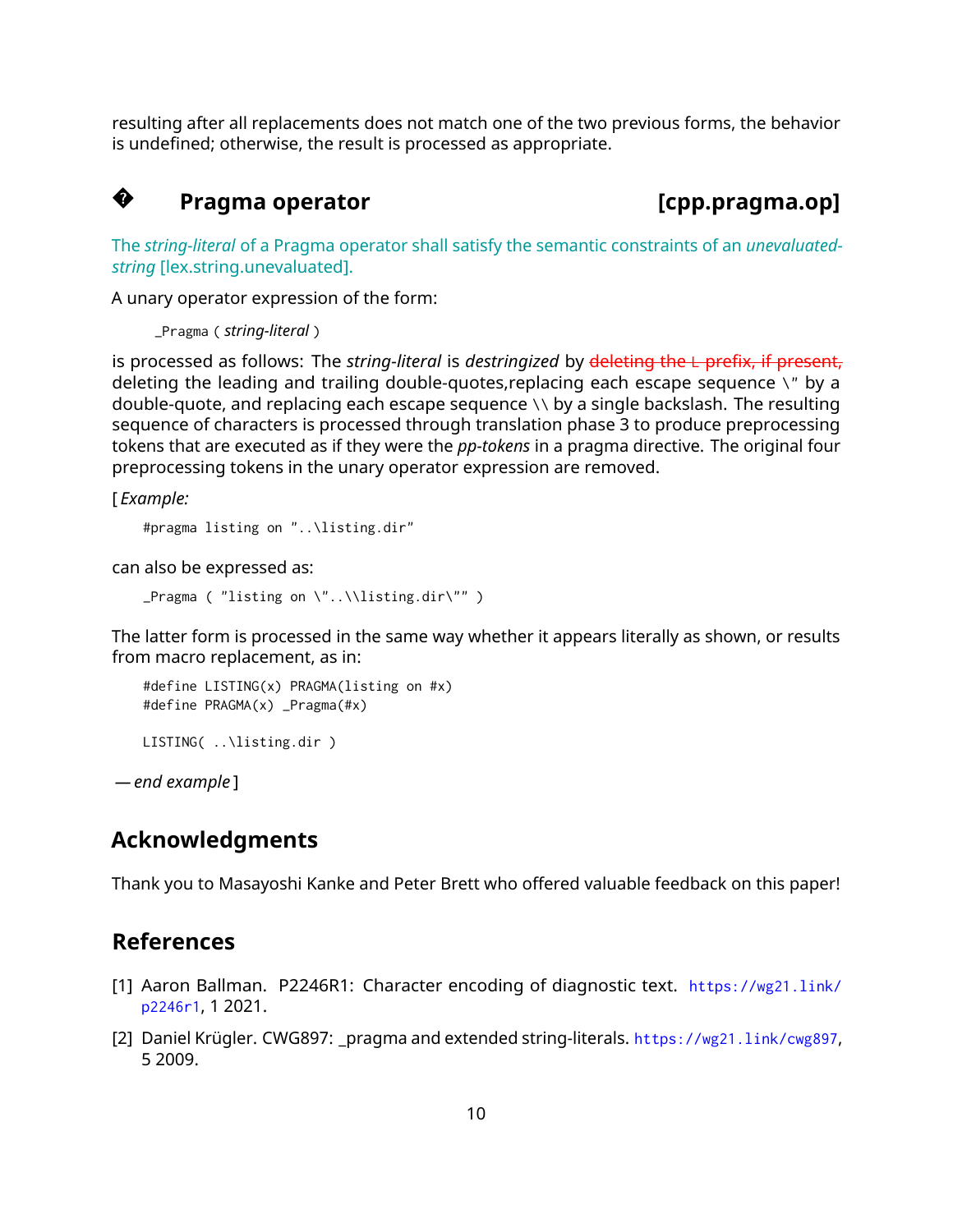resulting after all replacements does not match one of the two previous forms, the behavior is undefined; otherwise, the result is processed as appropriate.

## � Pragma operator [cpp.pragma.op]

The *string-literal* of a Pragma operator shall satisfy the semantic constraints of an *unevaluated-string* [lex.string.unevaluated].

A unary operator expression of the form:

> `_Pragma` ( *string-literal* )

is processed as follows: The *string-literal* is *destringized* by ~~deleting the L prefix, if present,~~ deleting the leading and trailing double-quotes,replacing each escape sequence `\"` by a double-quote, and replacing each escape sequence `\\` by a single backslash. The resulting sequence of characters is processed through translation phase 3 to produce preprocessing tokens that are executed as if they were the *pp-tokens* in a pragma directive. The original four preprocessing tokens in the unary operator expression are removed.

[ *Example:*

```
#pragma listing on "..\listing.dir"
```

can also be expressed as:

```
_Pragma ( "listing on \"..\\listing.dir\"" )
```

The latter form is processed in the same way whether it appears literally as shown, or results from macro replacement, as in:

```
#define LISTING(x) PRAGMA(listing on #x)
#define PRAGMA(x) _Pragma(#x)

LISTING( ..\listing.dir )
```

*— end example* ]

## Acknowledgments

Thank you to Masayoshi Kanke and Peter Brett who offered valuable feedback on this paper!

## References

[1] Aaron Ballman. P2246R1: Character encoding of diagnostic text. https://wg21.link/p2246r1, 1 2021.

[2] Daniel Krügler. CWG897: _pragma and extended string-literals. https://wg21.link/cwg897, 5 2009.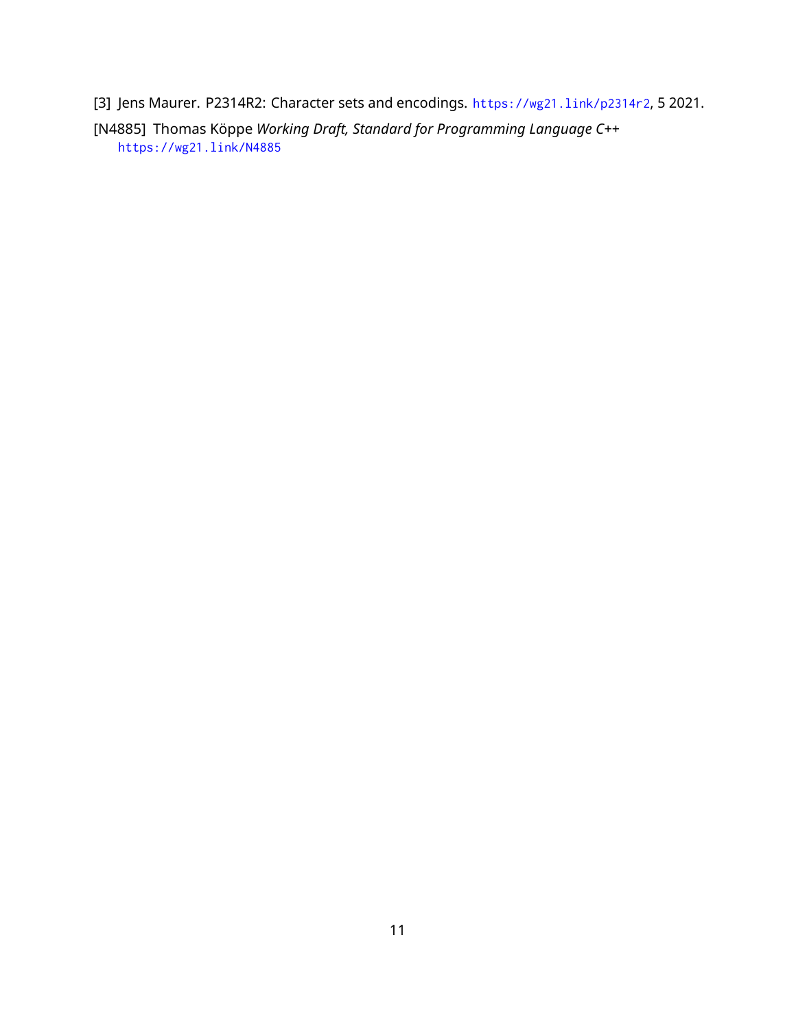[3] Jens Maurer. P2314R2: Character sets and encodings. https://wg21.link/p2314r2, 5 2021.

[N4885] Thomas Köppe *Working Draft, Standard for Programming Language C++* https://wg21.link/N4885